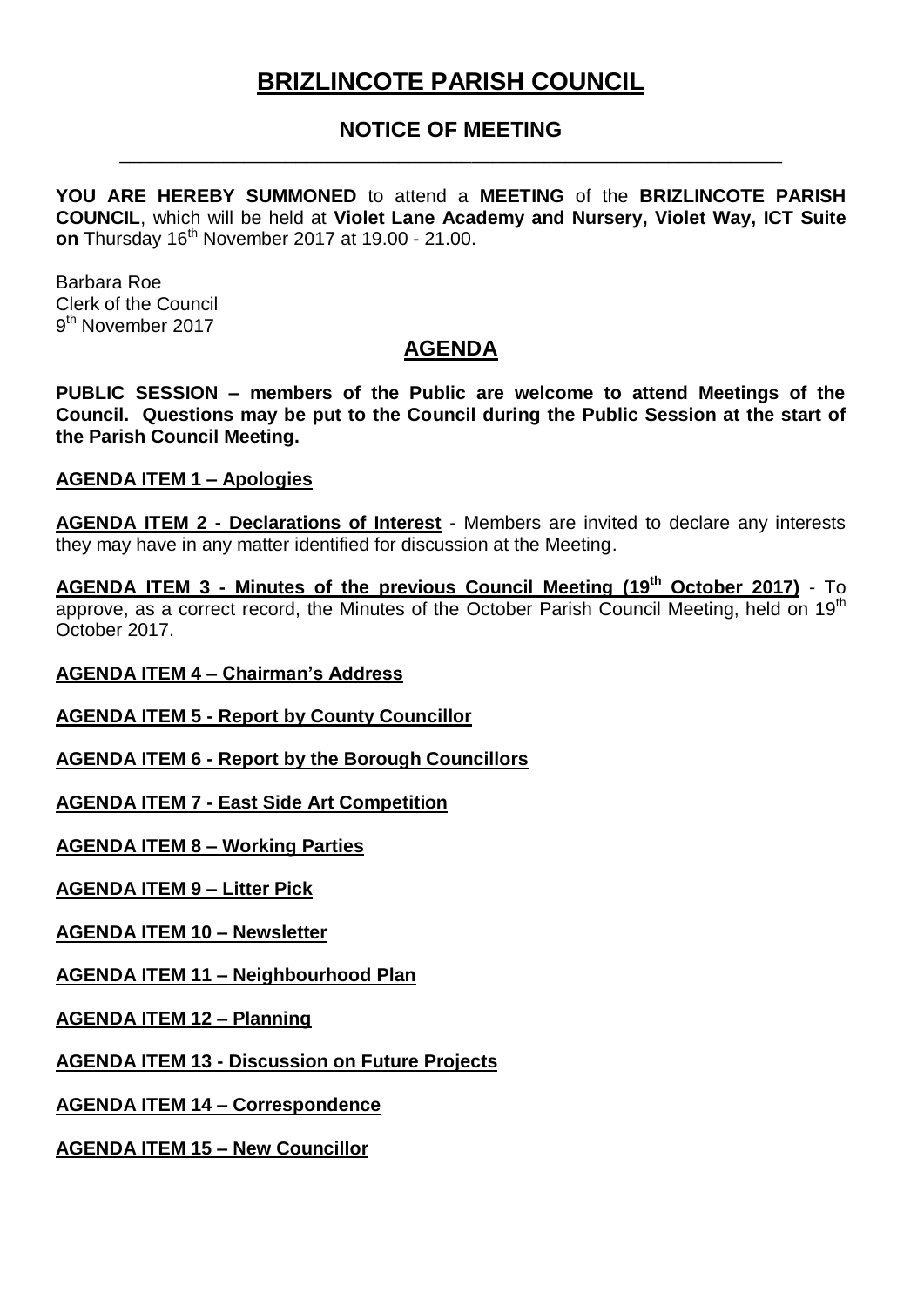# BRIZLINCOTE PARISH COUNCIL

## NOTICE OF MEETING

---

**YOU ARE HEREBY SUMMONED** to attend a **MEETING** of the **BRIZLINCOTE PARISH COUNCIL**, which will be held at **Violet Lane Academy and Nursery, Violet Way, ICT Suite on** Thursday 16th November 2017 at 19.00 - 21.00.

Barbara Roe
Clerk of the Council
9th November 2017

## AGENDA

**PUBLIC SESSION – members of the Public are welcome to attend Meetings of the Council. Questions may be put to the Council during the Public Session at the start of the Parish Council Meeting.**

**AGENDA ITEM 1 – Apologies**

**AGENDA ITEM 2 - Declarations of Interest** - Members are invited to declare any interests they may have in any matter identified for discussion at the Meeting.

**AGENDA ITEM 3 - Minutes of the previous Council Meeting (19th October 2017)** - To approve, as a correct record, the Minutes of the October Parish Council Meeting, held on 19th October 2017.

**AGENDA ITEM 4 – Chairman's Address**

**AGENDA ITEM 5 - Report by County Councillor**

**AGENDA ITEM 6 - Report by the Borough Councillors**

**AGENDA ITEM 7 - East Side Art Competition**

**AGENDA ITEM 8 – Working Parties**

**AGENDA ITEM 9 – Litter Pick**

**AGENDA ITEM 10 – Newsletter**

**AGENDA ITEM 11 – Neighbourhood Plan**

**AGENDA ITEM 12 – Planning**

**AGENDA ITEM 13 - Discussion on Future Projects**

**AGENDA ITEM 14 – Correspondence**

**AGENDA ITEM 15 – New Councillor**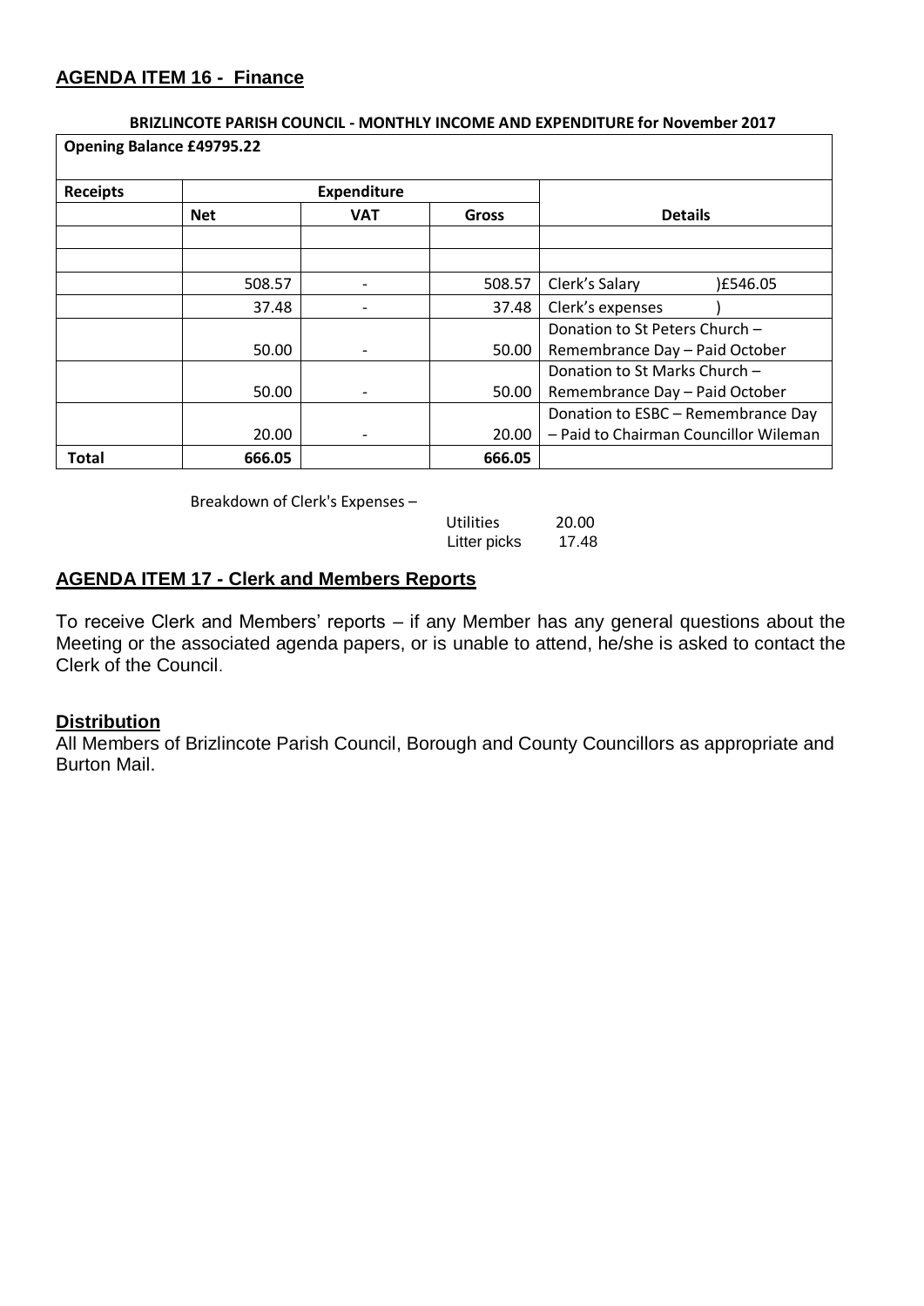## AGENDA ITEM 16 - Finance

**BRIZLINCOTE PARISH COUNCIL - MONTHLY INCOME AND EXPENDITURE for November 2017**

| Opening Balance £49795.22 | | | | |
|---|---|---|---|---|
| **Receipts** | **Expenditure** | | | |
| | **Net** | **VAT** | **Gross** | **Details** |
| | | | | |
| | | | | |
| | 508.57 | - | 508.57 | Clerk's Salary )£546.05 |
| | 37.48 | - | 37.48 | Clerk's expenses ) |
| | 50.00 | - | 50.00 | Donation to St Peters Church – Remembrance Day – Paid October |
| | 50.00 | - | 50.00 | Donation to St Marks Church – Remembrance Day – Paid October |
| | 20.00 | - | 20.00 | Donation to ESBC – Remembrance Day – Paid to Chairman Councillor Wileman |
| **Total** | **666.05** | | **666.05** | |

Breakdown of Clerk's Expenses –

| | |
|---|---|
| Utilities | 20.00 |
| Litter picks | 17.48 |

## AGENDA ITEM 17 - Clerk and Members Reports

To receive Clerk and Members' reports – if any Member has any general questions about the Meeting or the associated agenda papers, or is unable to attend, he/she is asked to contact the Clerk of the Council.

### Distribution

All Members of Brizlincote Parish Council, Borough and County Councillors as appropriate and Burton Mail.